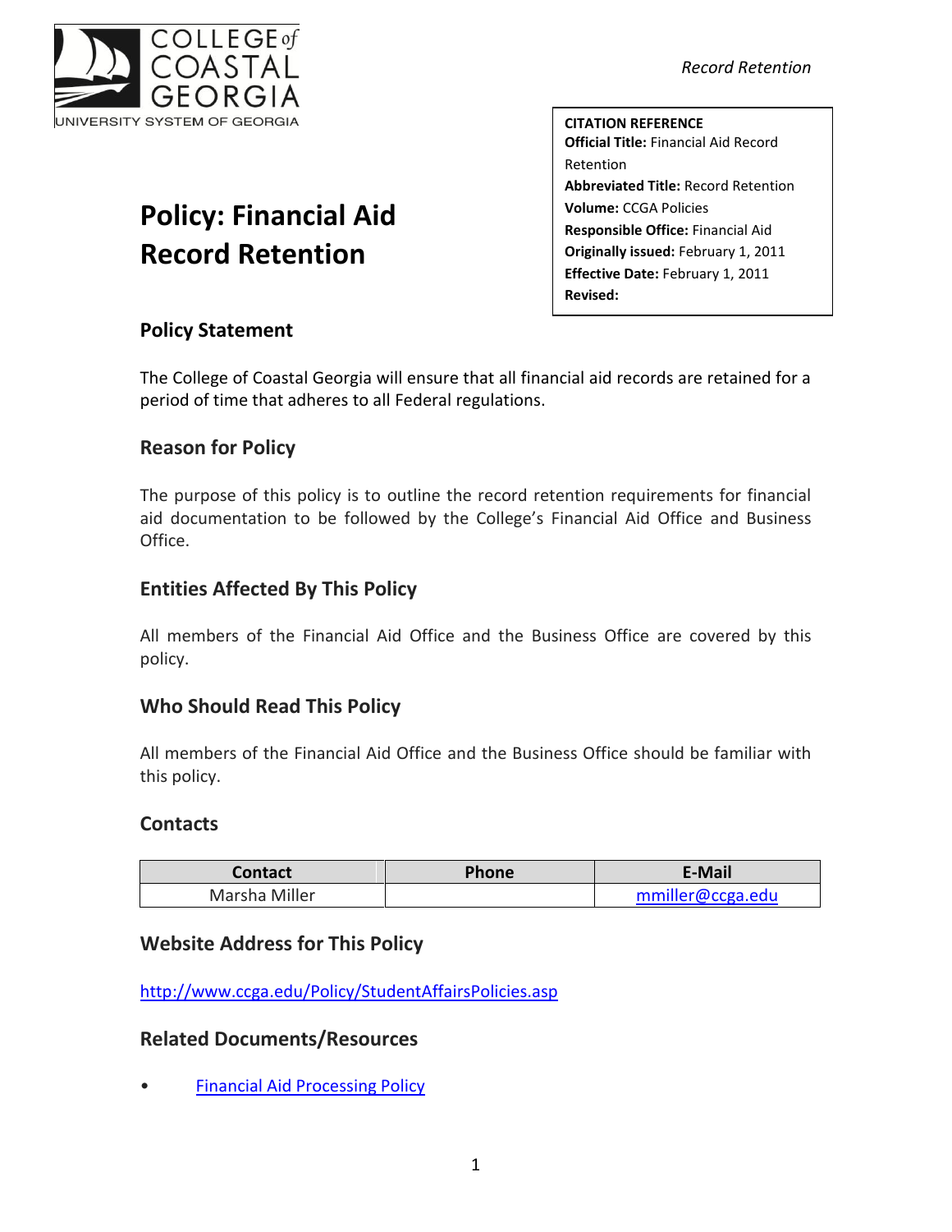COLLEGE of COASTAL GEORGIA
UNIVERSITY SYSTEM OF GEORGIA

**CITATION REFERENCE**
**Official Title:** Financial Aid Record Retention
**Abbreviated Title:** Record Retention
**Volume:** CCGA Policies
**Responsible Office:** Financial Aid
**Originally issued:** February 1, 2011
**Effective Date:** February 1, 2011
**Revised:**

# Policy: Financial Aid Record Retention

## Policy Statement

The College of Coastal Georgia will ensure that all financial aid records are retained for a period of time that adheres to all Federal regulations.

## Reason for Policy

The purpose of this policy is to outline the record retention requirements for financial aid documentation to be followed by the College's Financial Aid Office and Business Office.

## Entities Affected By This Policy

All members of the Financial Aid Office and the Business Office are covered by this policy.

## Who Should Read This Policy

All members of the Financial Aid Office and the Business Office should be familiar with this policy.

## Contacts

| Contact | Phone | E-Mail |
|---|---|---|
| Marsha Miller | | mmiller@ccga.edu |

## Website Address for This Policy

http://www.ccga.edu/Policy/StudentAffairsPolicies.asp

## Related Documents/Resources

- Financial Aid Processing Policy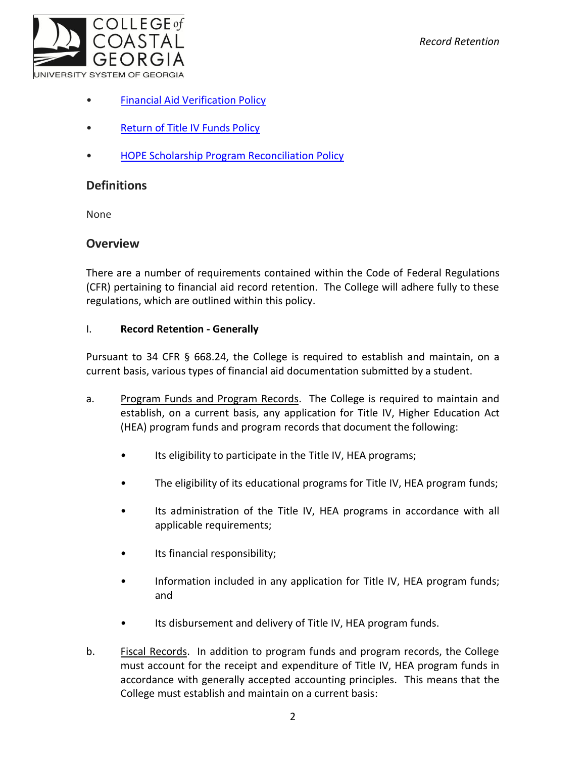- [Financial Aid Verification Policy]
- [Return of Title IV Funds Policy]
- [HOPE Scholarship Program Reconciliation Policy]

## Definitions

None

## Overview

There are a number of requirements contained within the Code of Federal Regulations (CFR) pertaining to financial aid record retention. The College will adhere fully to these regulations, which are outlined within this policy.

I. **Record Retention - Generally**

Pursuant to 34 CFR § 668.24, the College is required to establish and maintain, on a current basis, various types of financial aid documentation submitted by a student.

a. Program Funds and Program Records. The College is required to maintain and establish, on a current basis, any application for Title IV, Higher Education Act (HEA) program funds and program records that document the following:

   - Its eligibility to participate in the Title IV, HEA programs;
   - The eligibility of its educational programs for Title IV, HEA program funds;
   - Its administration of the Title IV, HEA programs in accordance with all applicable requirements;
   - Its financial responsibility;
   - Information included in any application for Title IV, HEA program funds; and
   - Its disbursement and delivery of Title IV, HEA program funds.

b. Fiscal Records. In addition to program funds and program records, the College must account for the receipt and expenditure of Title IV, HEA program funds in accordance with generally accepted accounting principles. This means that the College must establish and maintain on a current basis: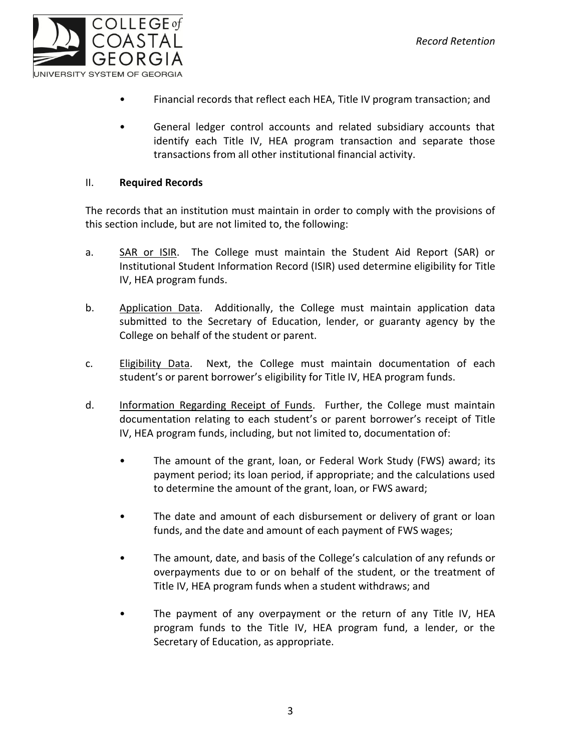- Financial records that reflect each HEA, Title IV program transaction; and
- General ledger control accounts and related subsidiary accounts that identify each Title IV, HEA program transaction and separate those transactions from all other institutional financial activity.

II. **Required Records**

The records that an institution must maintain in order to comply with the provisions of this section include, but are not limited to, the following:

a. SAR or ISIR. The College must maintain the Student Aid Report (SAR) or Institutional Student Information Record (ISIR) used determine eligibility for Title IV, HEA program funds.

b. Application Data. Additionally, the College must maintain application data submitted to the Secretary of Education, lender, or guaranty agency by the College on behalf of the student or parent.

c. Eligibility Data. Next, the College must maintain documentation of each student's or parent borrower's eligibility for Title IV, HEA program funds.

d. Information Regarding Receipt of Funds. Further, the College must maintain documentation relating to each student's or parent borrower's receipt of Title IV, HEA program funds, including, but not limited to, documentation of:

- The amount of the grant, loan, or Federal Work Study (FWS) award; its payment period; its loan period, if appropriate; and the calculations used to determine the amount of the grant, loan, or FWS award;
- The date and amount of each disbursement or delivery of grant or loan funds, and the date and amount of each payment of FWS wages;
- The amount, date, and basis of the College's calculation of any refunds or overpayments due to or on behalf of the student, or the treatment of Title IV, HEA program funds when a student withdraws; and
- The payment of any overpayment or the return of any Title IV, HEA program funds to the Title IV, HEA program fund, a lender, or the Secretary of Education, as appropriate.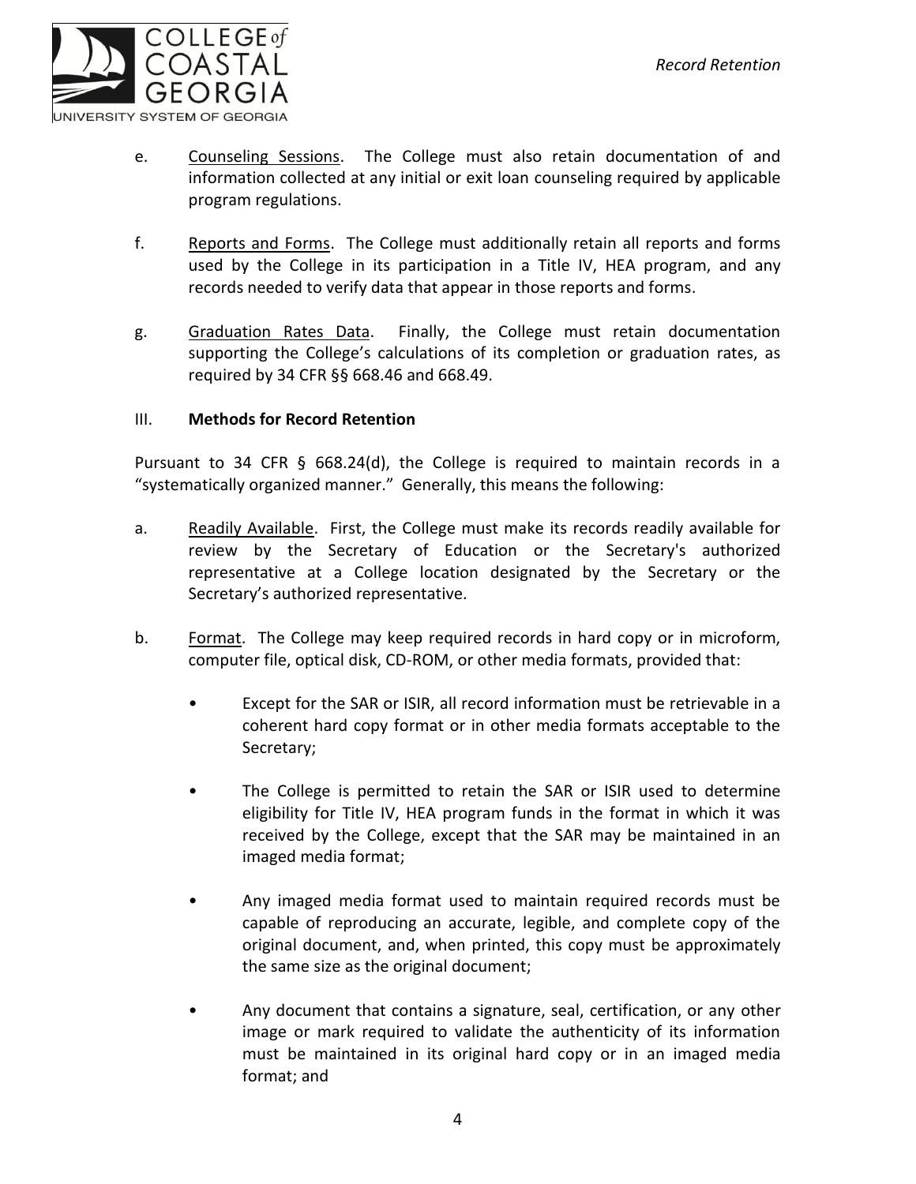e. <u>Counseling Sessions</u>. The College must also retain documentation of and information collected at any initial or exit loan counseling required by applicable program regulations.

f. <u>Reports and Forms</u>. The College must additionally retain all reports and forms used by the College in its participation in a Title IV, HEA program, and any records needed to verify data that appear in those reports and forms.

g. <u>Graduation Rates Data</u>. Finally, the College must retain documentation supporting the College's calculations of its completion or graduation rates, as required by 34 CFR §§ 668.46 and 668.49.

## III. Methods for Record Retention

Pursuant to 34 CFR § 668.24(d), the College is required to maintain records in a "systematically organized manner." Generally, this means the following:

a. <u>Readily Available</u>. First, the College must make its records readily available for review by the Secretary of Education or the Secretary's authorized representative at a College location designated by the Secretary or the Secretary's authorized representative.

b. <u>Format</u>. The College may keep required records in hard copy or in microform, computer file, optical disk, CD-ROM, or other media formats, provided that:

- Except for the SAR or ISIR, all record information must be retrievable in a coherent hard copy format or in other media formats acceptable to the Secretary;

- The College is permitted to retain the SAR or ISIR used to determine eligibility for Title IV, HEA program funds in the format in which it was received by the College, except that the SAR may be maintained in an imaged media format;

- Any imaged media format used to maintain required records must be capable of reproducing an accurate, legible, and complete copy of the original document, and, when printed, this copy must be approximately the same size as the original document;

- Any document that contains a signature, seal, certification, or any other image or mark required to validate the authenticity of its information must be maintained in its original hard copy or in an imaged media format; and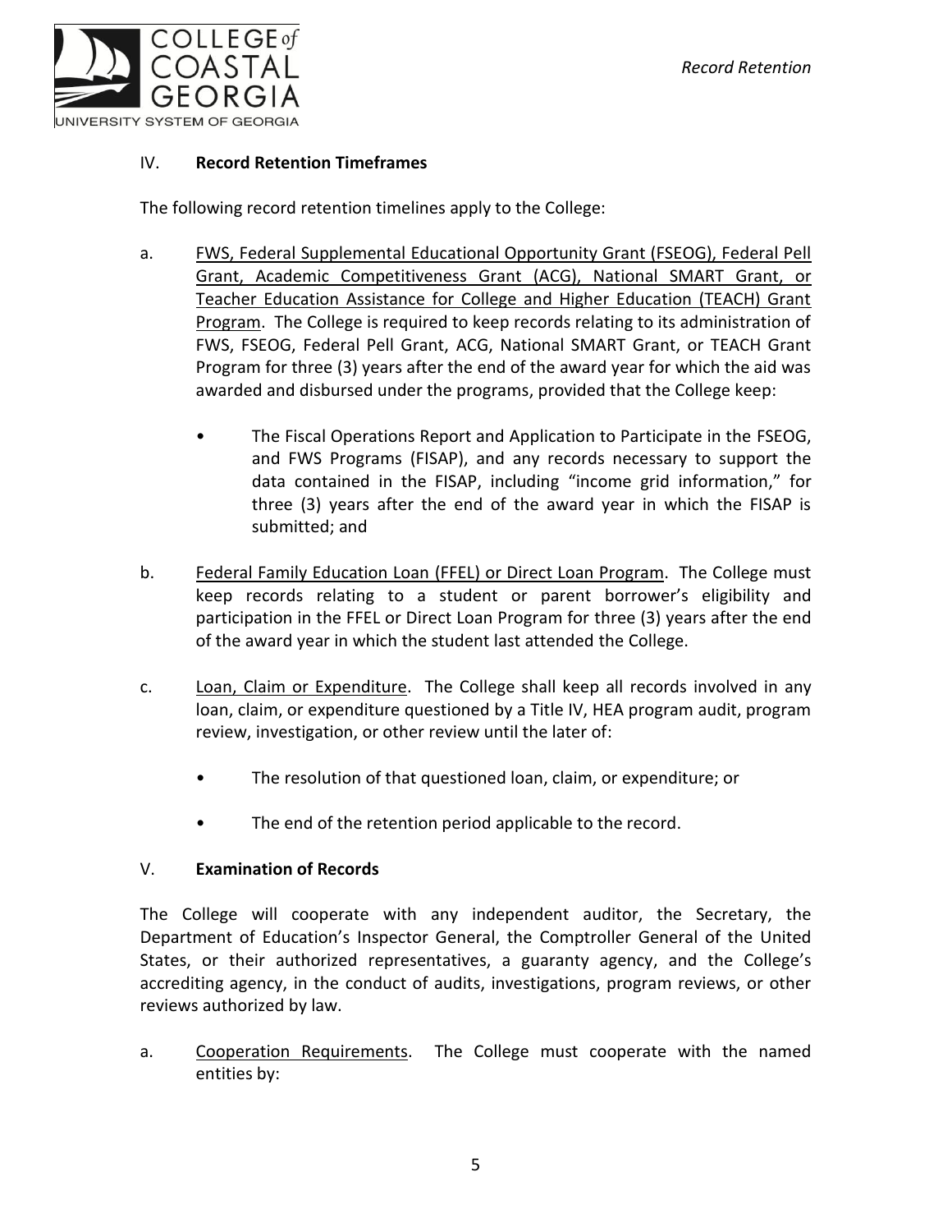## IV. **Record Retention Timeframes**

The following record retention timelines apply to the College:

a. FWS, Federal Supplemental Educational Opportunity Grant (FSEOG), Federal Pell Grant, Academic Competitiveness Grant (ACG), National SMART Grant, or Teacher Education Assistance for College and Higher Education (TEACH) Grant Program. The College is required to keep records relating to its administration of FWS, FSEOG, Federal Pell Grant, ACG, National SMART Grant, or TEACH Grant Program for three (3) years after the end of the award year for which the aid was awarded and disbursed under the programs, provided that the College keep:

   - The Fiscal Operations Report and Application to Participate in the FSEOG, and FWS Programs (FISAP), and any records necessary to support the data contained in the FISAP, including "income grid information," for three (3) years after the end of the award year in which the FISAP is submitted; and

b. Federal Family Education Loan (FFEL) or Direct Loan Program. The College must keep records relating to a student or parent borrower's eligibility and participation in the FFEL or Direct Loan Program for three (3) years after the end of the award year in which the student last attended the College.

c. Loan, Claim or Expenditure. The College shall keep all records involved in any loan, claim, or expenditure questioned by a Title IV, HEA program audit, program review, investigation, or other review until the later of:

   - The resolution of that questioned loan, claim, or expenditure; or
   - The end of the retention period applicable to the record.

## V. **Examination of Records**

The College will cooperate with any independent auditor, the Secretary, the Department of Education's Inspector General, the Comptroller General of the United States, or their authorized representatives, a guaranty agency, and the College's accrediting agency, in the conduct of audits, investigations, program reviews, or other reviews authorized by law.

a. Cooperation Requirements. The College must cooperate with the named entities by: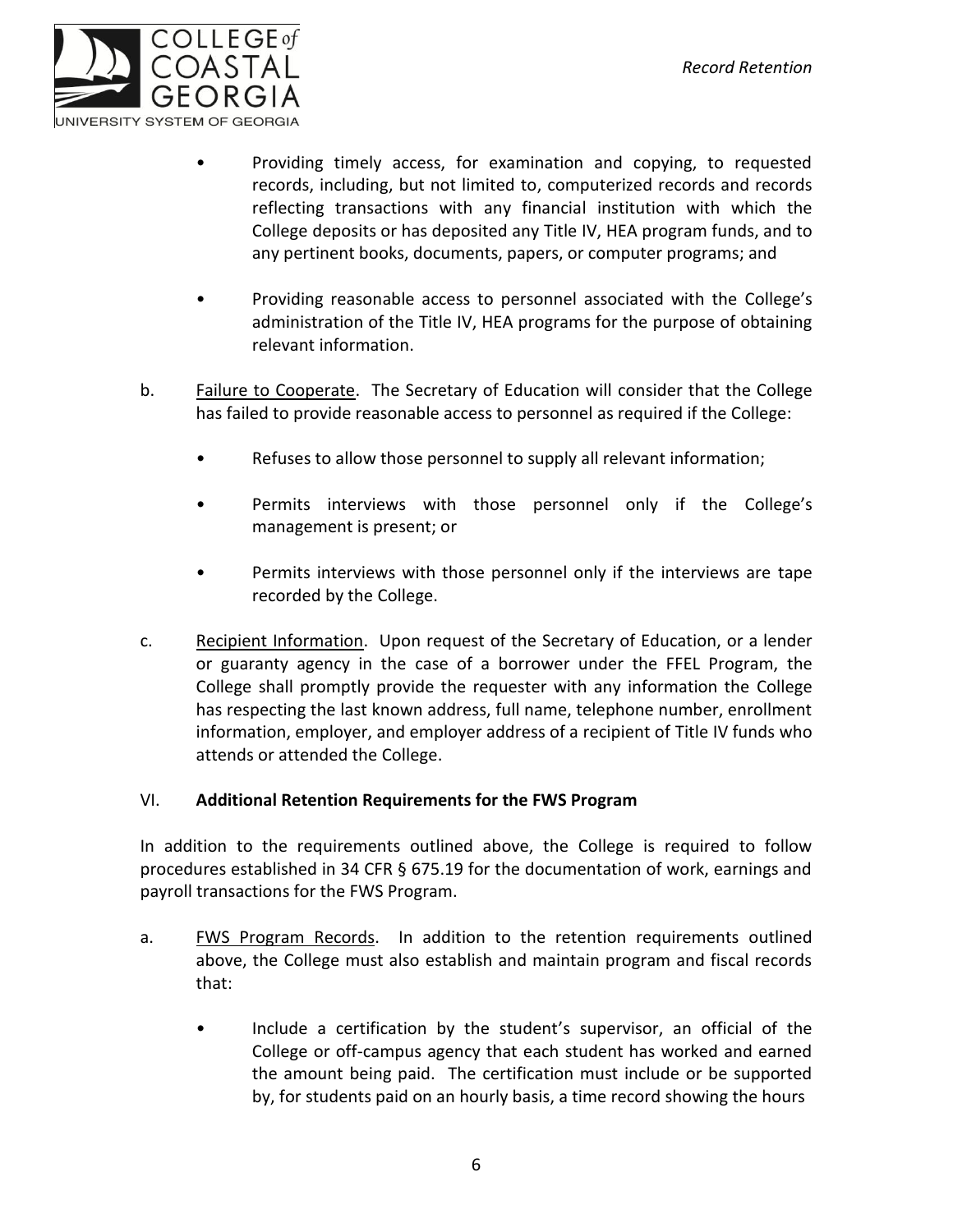- Providing timely access, for examination and copying, to requested records, including, but not limited to, computerized records and records reflecting transactions with any financial institution with which the College deposits or has deposited any Title IV, HEA program funds, and to any pertinent books, documents, papers, or computer programs; and

- Providing reasonable access to personnel associated with the College's administration of the Title IV, HEA programs for the purpose of obtaining relevant information.

b. Failure to Cooperate. The Secretary of Education will consider that the College has failed to provide reasonable access to personnel as required if the College:

   - Refuses to allow those personnel to supply all relevant information;

   - Permits interviews with those personnel only if the College's management is present; or

   - Permits interviews with those personnel only if the interviews are tape recorded by the College.

c. Recipient Information. Upon request of the Secretary of Education, or a lender or guaranty agency in the case of a borrower under the FFEL Program, the College shall promptly provide the requester with any information the College has respecting the last known address, full name, telephone number, enrollment information, employer, and employer address of a recipient of Title IV funds who attends or attended the College.

## VI. **Additional Retention Requirements for the FWS Program**

In addition to the requirements outlined above, the College is required to follow procedures established in 34 CFR § 675.19 for the documentation of work, earnings and payroll transactions for the FWS Program.

a. FWS Program Records. In addition to the retention requirements outlined above, the College must also establish and maintain program and fiscal records that:

   - Include a certification by the student's supervisor, an official of the College or off-campus agency that each student has worked and earned the amount being paid. The certification must include or be supported by, for students paid on an hourly basis, a time record showing the hours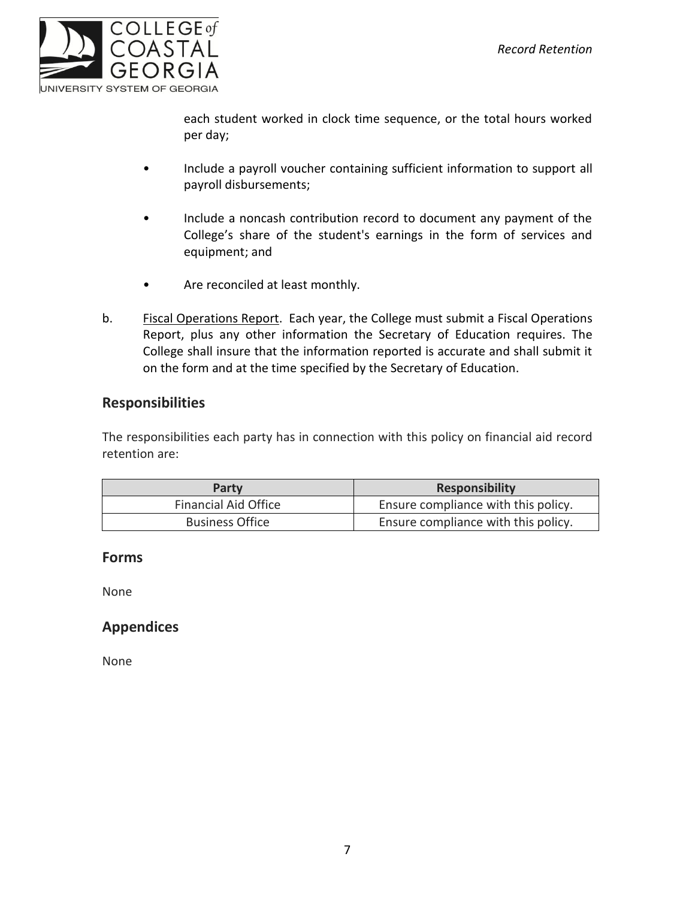each student worked in clock time sequence, or the total hours worked per day;

- Include a payroll voucher containing sufficient information to support all payroll disbursements;
- Include a noncash contribution record to document any payment of the College's share of the student's earnings in the form of services and equipment; and
- Are reconciled at least monthly.

b. Fiscal Operations Report. Each year, the College must submit a Fiscal Operations Report, plus any other information the Secretary of Education requires. The College shall insure that the information reported is accurate and shall submit it on the form and at the time specified by the Secretary of Education.

## Responsibilities

The responsibilities each party has in connection with this policy on financial aid record retention are:

| Party | Responsibility |
| --- | --- |
| Financial Aid Office | Ensure compliance with this policy. |
| Business Office | Ensure compliance with this policy. |

## Forms

None

## Appendices

None